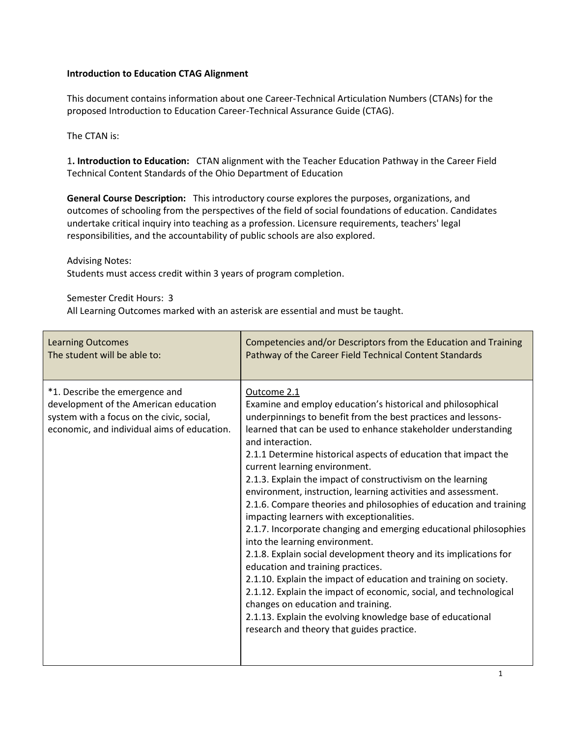**Introduction to Education CTAG Alignment**

This document contains information about one Career-Technical Articulation Numbers (CTANs) for the proposed Introduction to Education Career-Technical Assurance Guide (CTAG).

The CTAN is:

1**. Introduction to Education:** CTAN alignment with the Teacher Education Pathway in the Career Field Technical Content Standards of the Ohio Department of Education

**General Course Description:** This introductory course explores the purposes, organizations, and outcomes of schooling from the perspectives of the field of social foundations of education. Candidates undertake critical inquiry into teaching as a profession. Licensure requirements, teachers' legal responsibilities, and the accountability of public schools are also explored.

Advising Notes:
Students must access credit within 3 years of program completion.

Semester Credit Hours: 3
All Learning Outcomes marked with an asterisk are essential and must be taught.

| Learning Outcomes<br>The student will be able to: | Competencies and/or Descriptors from the Education and Training Pathway of the Career Field Technical Content Standards |
|---|---|
| *1. Describe the emergence and development of the American education system with a focus on the civic, social, economic, and individual aims of education. | <u>Outcome 2.1</u><br>Examine and employ education's historical and philosophical underpinnings to benefit from the best practices and lessons-learned that can be used to enhance stakeholder understanding and interaction.<br>2.1.1 Determine historical aspects of education that impact the current learning environment.<br>2.1.3. Explain the impact of constructivism on the learning environment, instruction, learning activities and assessment.<br>2.1.6. Compare theories and philosophies of education and training impacting learners with exceptionalities.<br>2.1.7. Incorporate changing and emerging educational philosophies into the learning environment.<br>2.1.8. Explain social development theory and its implications for education and training practices.<br>2.1.10. Explain the impact of education and training on society.<br>2.1.12. Explain the impact of economic, social, and technological changes on education and training.<br>2.1.13. Explain the evolving knowledge base of educational research and theory that guides practice. |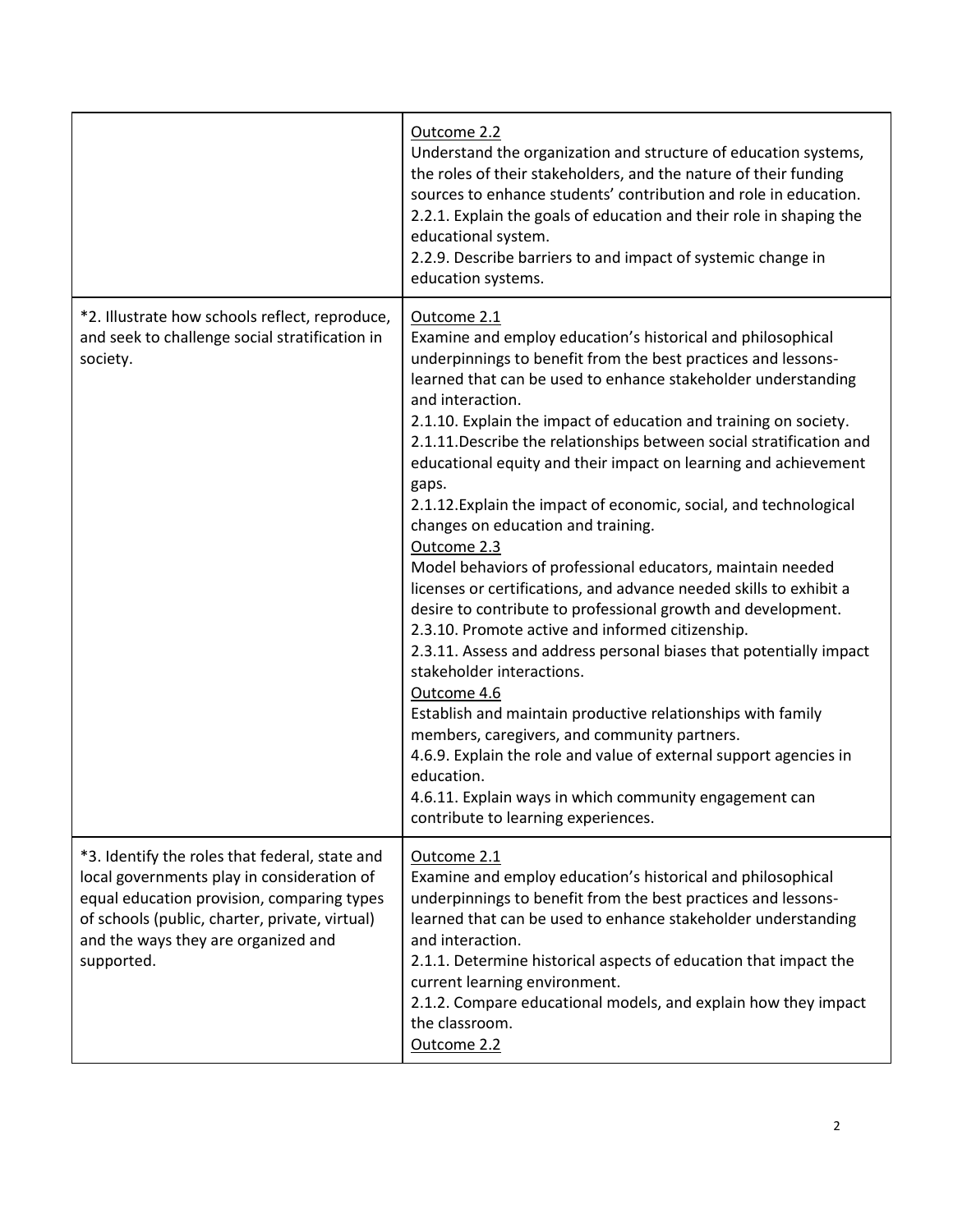| | |
|---|---|
| | Outcome 2.2<br>Understand the organization and structure of education systems, the roles of their stakeholders, and the nature of their funding sources to enhance students' contribution and role in education.<br>2.2.1. Explain the goals of education and their role in shaping the educational system.<br>2.2.9. Describe barriers to and impact of systemic change in education systems. |
| *2. Illustrate how schools reflect, reproduce, and seek to challenge social stratification in society. | Outcome 2.1<br>Examine and employ education's historical and philosophical underpinnings to benefit from the best practices and lessons-learned that can be used to enhance stakeholder understanding and interaction.<br>2.1.10. Explain the impact of education and training on society.<br>2.1.11.Describe the relationships between social stratification and educational equity and their impact on learning and achievement gaps.<br>2.1.12.Explain the impact of economic, social, and technological changes on education and training.<br>Outcome 2.3<br>Model behaviors of professional educators, maintain needed licenses or certifications, and advance needed skills to exhibit a desire to contribute to professional growth and development.<br>2.3.10. Promote active and informed citizenship.<br>2.3.11. Assess and address personal biases that potentially impact stakeholder interactions.<br>Outcome 4.6<br>Establish and maintain productive relationships with family members, caregivers, and community partners.<br>4.6.9. Explain the role and value of external support agencies in education.<br>4.6.11. Explain ways in which community engagement can contribute to learning experiences. |
| *3. Identify the roles that federal, state and local governments play in consideration of equal education provision, comparing types of schools (public, charter, private, virtual) and the ways they are organized and supported. | Outcome 2.1<br>Examine and employ education's historical and philosophical underpinnings to benefit from the best practices and lessons-learned that can be used to enhance stakeholder understanding and interaction.<br>2.1.1. Determine historical aspects of education that impact the current learning environment.<br>2.1.2. Compare educational models, and explain how they impact the classroom.<br>Outcome 2.2 |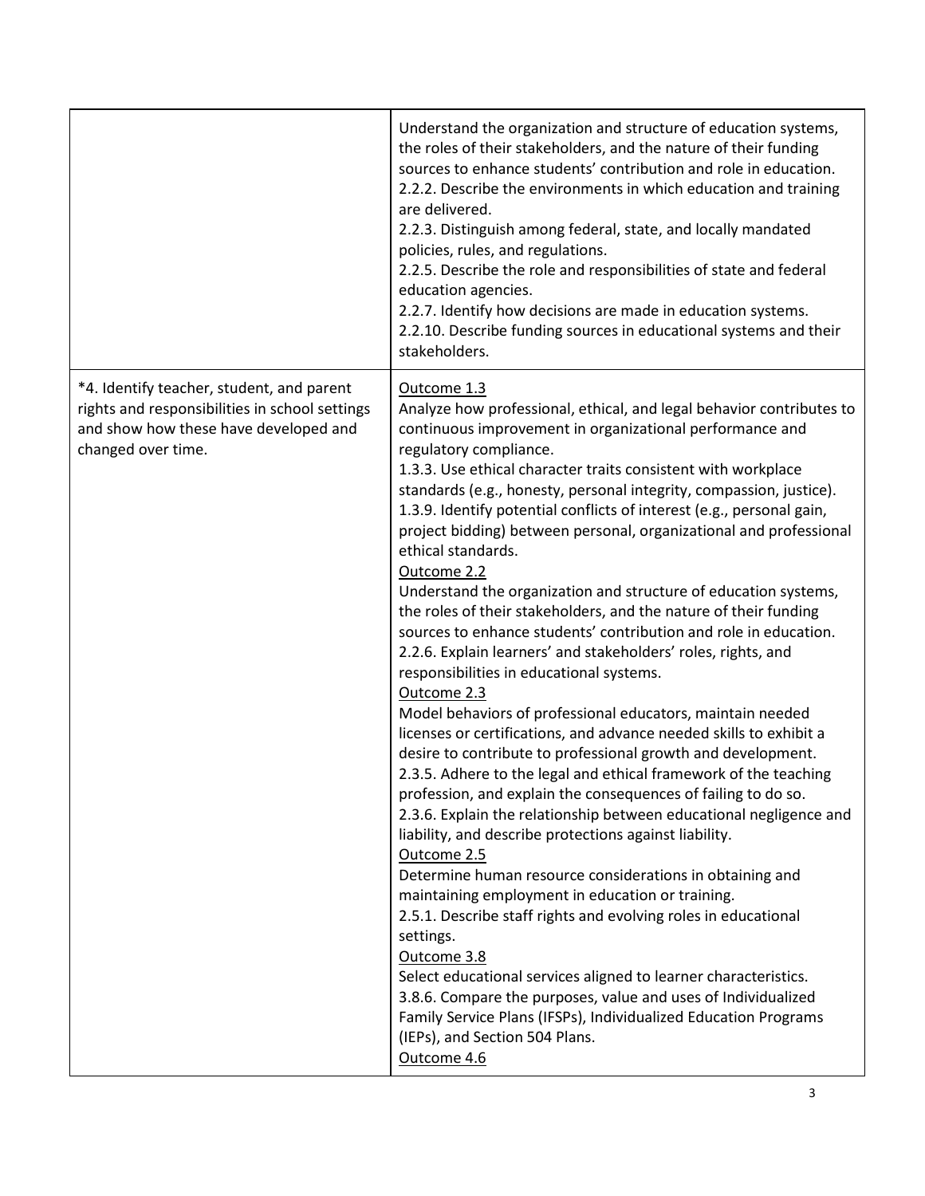| | |
|---|---|
| | Understand the organization and structure of education systems, the roles of their stakeholders, and the nature of their funding sources to enhance students' contribution and role in education.<br>2.2.2. Describe the environments in which education and training are delivered.<br>2.2.3. Distinguish among federal, state, and locally mandated policies, rules, and regulations.<br>2.2.5. Describe the role and responsibilities of state and federal education agencies.<br>2.2.7. Identify how decisions are made in education systems.<br>2.2.10. Describe funding sources in educational systems and their stakeholders. |
| *4. Identify teacher, student, and parent rights and responsibilities in school settings and show how these have developed and changed over time. | <u>Outcome 1.3</u><br>Analyze how professional, ethical, and legal behavior contributes to continuous improvement in organizational performance and regulatory compliance.<br>1.3.3. Use ethical character traits consistent with workplace standards (e.g., honesty, personal integrity, compassion, justice).<br>1.3.9. Identify potential conflicts of interest (e.g., personal gain, project bidding) between personal, organizational and professional ethical standards.<br><u>Outcome 2.2</u><br>Understand the organization and structure of education systems, the roles of their stakeholders, and the nature of their funding sources to enhance students' contribution and role in education.<br>2.2.6. Explain learners' and stakeholders' roles, rights, and responsibilities in educational systems.<br><u>Outcome 2.3</u><br>Model behaviors of professional educators, maintain needed licenses or certifications, and advance needed skills to exhibit a desire to contribute to professional growth and development.<br>2.3.5. Adhere to the legal and ethical framework of the teaching profession, and explain the consequences of failing to do so.<br>2.3.6. Explain the relationship between educational negligence and liability, and describe protections against liability.<br><u>Outcome 2.5</u><br>Determine human resource considerations in obtaining and maintaining employment in education or training.<br>2.5.1. Describe staff rights and evolving roles in educational settings.<br><u>Outcome 3.8</u><br>Select educational services aligned to learner characteristics.<br>3.8.6. Compare the purposes, value and uses of Individualized Family Service Plans (IFSPs), Individualized Education Programs (IEPs), and Section 504 Plans.<br><u>Outcome 4.6</u> |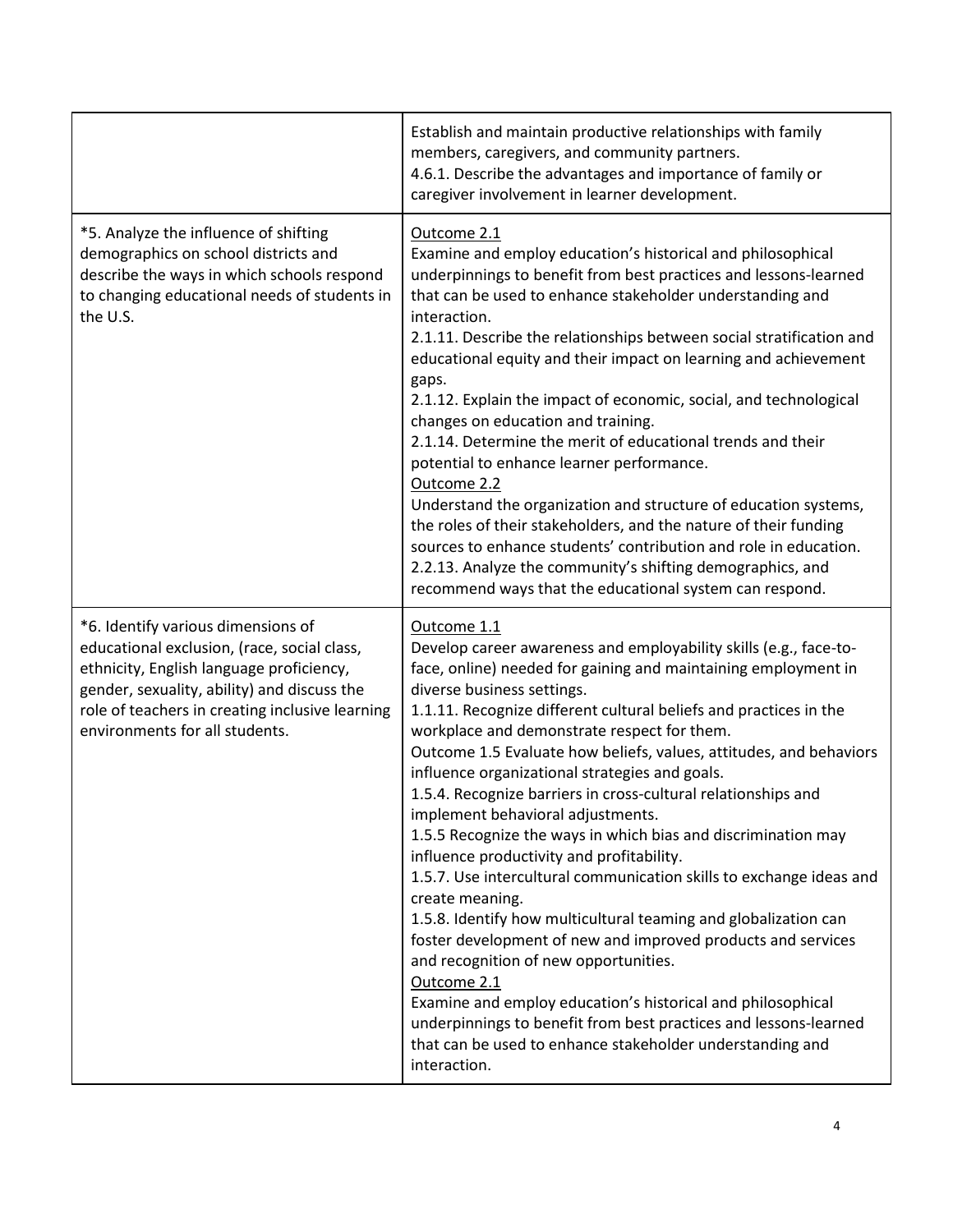| | |
|---|---|
| | Establish and maintain productive relationships with family members, caregivers, and community partners.<br>4.6.1. Describe the advantages and importance of family or caregiver involvement in learner development. |
| *5. Analyze the influence of shifting demographics on school districts and describe the ways in which schools respond to changing educational needs of students in the U.S. | <u>Outcome 2.1</u><br>Examine and employ education's historical and philosophical underpinnings to benefit from best practices and lessons-learned that can be used to enhance stakeholder understanding and interaction.<br>2.1.11. Describe the relationships between social stratification and educational equity and their impact on learning and achievement gaps.<br>2.1.12. Explain the impact of economic, social, and technological changes on education and training.<br>2.1.14. Determine the merit of educational trends and their potential to enhance learner performance.<br><u>Outcome 2.2</u><br>Understand the organization and structure of education systems, the roles of their stakeholders, and the nature of their funding sources to enhance students' contribution and role in education.<br>2.2.13. Analyze the community's shifting demographics, and recommend ways that the educational system can respond. |
| *6. Identify various dimensions of educational exclusion, (race, social class, ethnicity, English language proficiency, gender, sexuality, ability) and discuss the role of teachers in creating inclusive learning environments for all students. | <u>Outcome 1.1</u><br>Develop career awareness and employability skills (e.g., face-to-face, online) needed for gaining and maintaining employment in diverse business settings.<br>1.1.11. Recognize different cultural beliefs and practices in the workplace and demonstrate respect for them.<br>Outcome 1.5 Evaluate how beliefs, values, attitudes, and behaviors influence organizational strategies and goals.<br>1.5.4. Recognize barriers in cross-cultural relationships and implement behavioral adjustments.<br>1.5.5 Recognize the ways in which bias and discrimination may influence productivity and profitability.<br>1.5.7. Use intercultural communication skills to exchange ideas and create meaning.<br>1.5.8. Identify how multicultural teaming and globalization can foster development of new and improved products and services and recognition of new opportunities.<br><u>Outcome 2.1</u><br>Examine and employ education's historical and philosophical underpinnings to benefit from best practices and lessons-learned that can be used to enhance stakeholder understanding and interaction. |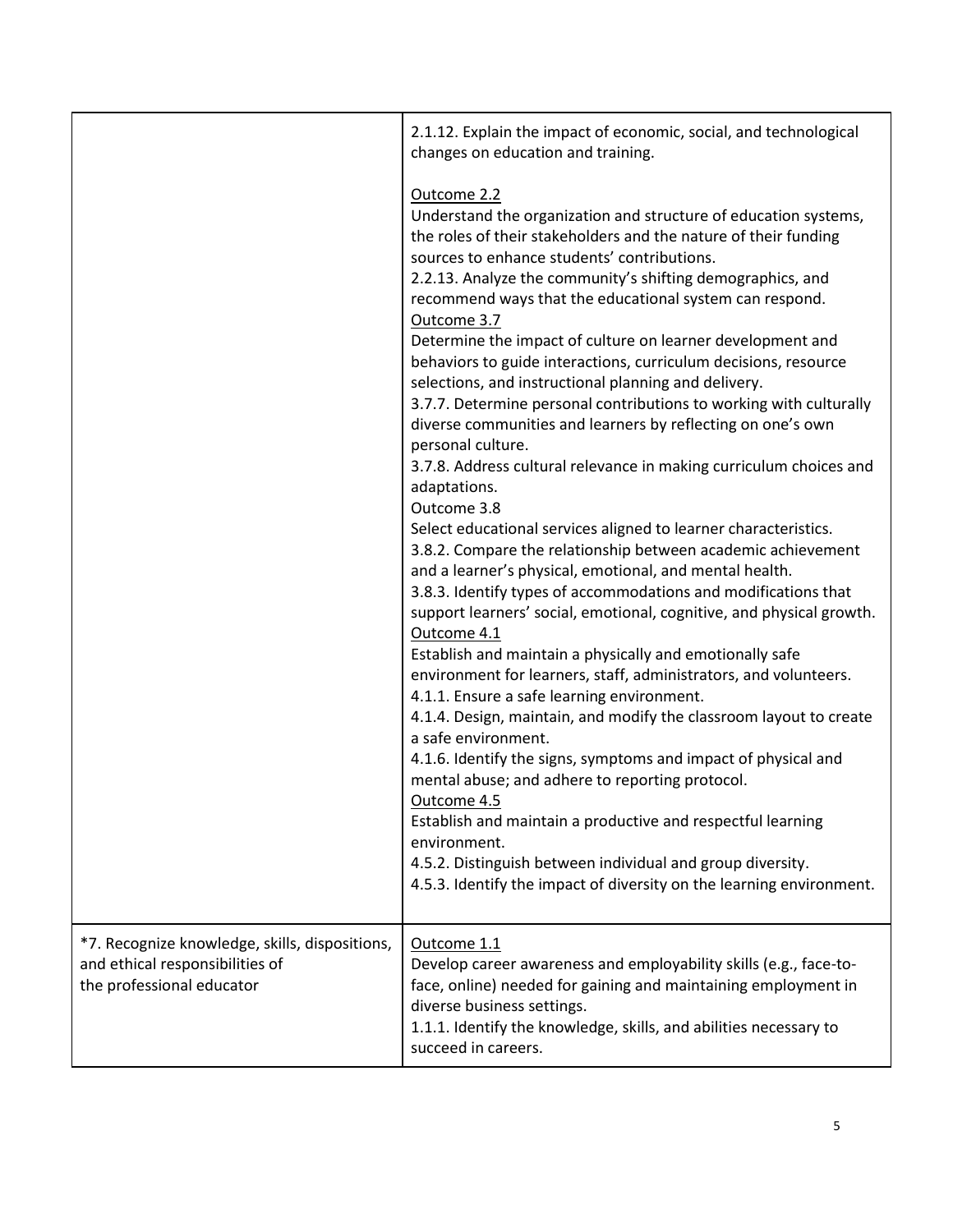| | |
|---|---|
| | 2.1.12. Explain the impact of economic, social, and technological changes on education and training.<br><br><u>Outcome 2.2</u><br>Understand the organization and structure of education systems, the roles of their stakeholders and the nature of their funding sources to enhance students' contributions.<br>2.2.13. Analyze the community's shifting demographics, and recommend ways that the educational system can respond.<br><u>Outcome 3.7</u><br>Determine the impact of culture on learner development and behaviors to guide interactions, curriculum decisions, resource selections, and instructional planning and delivery.<br>3.7.7. Determine personal contributions to working with culturally diverse communities and learners by reflecting on one's own personal culture.<br>3.7.8. Address cultural relevance in making curriculum choices and adaptations.<br>Outcome 3.8<br>Select educational services aligned to learner characteristics.<br>3.8.2. Compare the relationship between academic achievement and a learner's physical, emotional, and mental health.<br>3.8.3. Identify types of accommodations and modifications that support learners' social, emotional, cognitive, and physical growth.<br><u>Outcome 4.1</u><br>Establish and maintain a physically and emotionally safe environment for learners, staff, administrators, and volunteers.<br>4.1.1. Ensure a safe learning environment.<br>4.1.4. Design, maintain, and modify the classroom layout to create a safe environment.<br>4.1.6. Identify the signs, symptoms and impact of physical and mental abuse; and adhere to reporting protocol.<br><u>Outcome 4.5</u><br>Establish and maintain a productive and respectful learning environment.<br>4.5.2. Distinguish between individual and group diversity.<br>4.5.3. Identify the impact of diversity on the learning environment. |
| *7. Recognize knowledge, skills, dispositions, and ethical responsibilities of the professional educator | <u>Outcome 1.1</u><br>Develop career awareness and employability skills (e.g., face-to-face, online) needed for gaining and maintaining employment in diverse business settings.<br>1.1.1. Identify the knowledge, skills, and abilities necessary to succeed in careers. |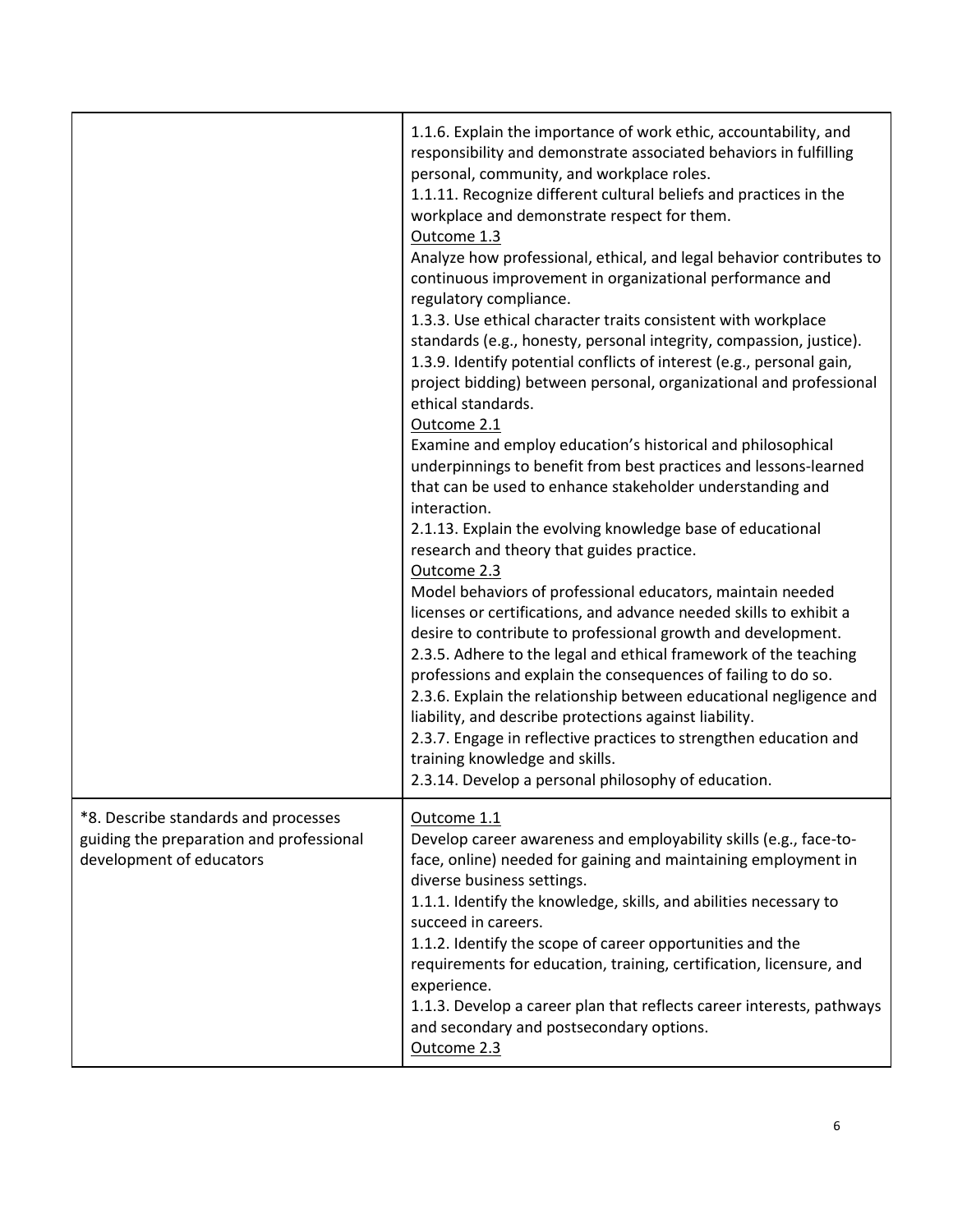| | |
|---|---|
| | 1.1.6. Explain the importance of work ethic, accountability, and responsibility and demonstrate associated behaviors in fulfilling personal, community, and workplace roles.<br>1.1.11. Recognize different cultural beliefs and practices in the workplace and demonstrate respect for them.<br><u>Outcome 1.3</u><br>Analyze how professional, ethical, and legal behavior contributes to continuous improvement in organizational performance and regulatory compliance.<br>1.3.3. Use ethical character traits consistent with workplace standards (e.g., honesty, personal integrity, compassion, justice).<br>1.3.9. Identify potential conflicts of interest (e.g., personal gain, project bidding) between personal, organizational and professional ethical standards.<br><u>Outcome 2.1</u><br>Examine and employ education's historical and philosophical underpinnings to benefit from best practices and lessons-learned that can be used to enhance stakeholder understanding and interaction.<br>2.1.13. Explain the evolving knowledge base of educational research and theory that guides practice.<br><u>Outcome 2.3</u><br>Model behaviors of professional educators, maintain needed licenses or certifications, and advance needed skills to exhibit a desire to contribute to professional growth and development.<br>2.3.5. Adhere to the legal and ethical framework of the teaching professions and explain the consequences of failing to do so.<br>2.3.6. Explain the relationship between educational negligence and liability, and describe protections against liability.<br>2.3.7. Engage in reflective practices to strengthen education and training knowledge and skills.<br>2.3.14. Develop a personal philosophy of education. |
| *8. Describe standards and processes guiding the preparation and professional development of educators | <u>Outcome 1.1</u><br>Develop career awareness and employability skills (e.g., face-to-face, online) needed for gaining and maintaining employment in diverse business settings.<br>1.1.1. Identify the knowledge, skills, and abilities necessary to succeed in careers.<br>1.1.2. Identify the scope of career opportunities and the requirements for education, training, certification, licensure, and experience.<br>1.1.3. Develop a career plan that reflects career interests, pathways and secondary and postsecondary options.<br><u>Outcome 2.3</u> |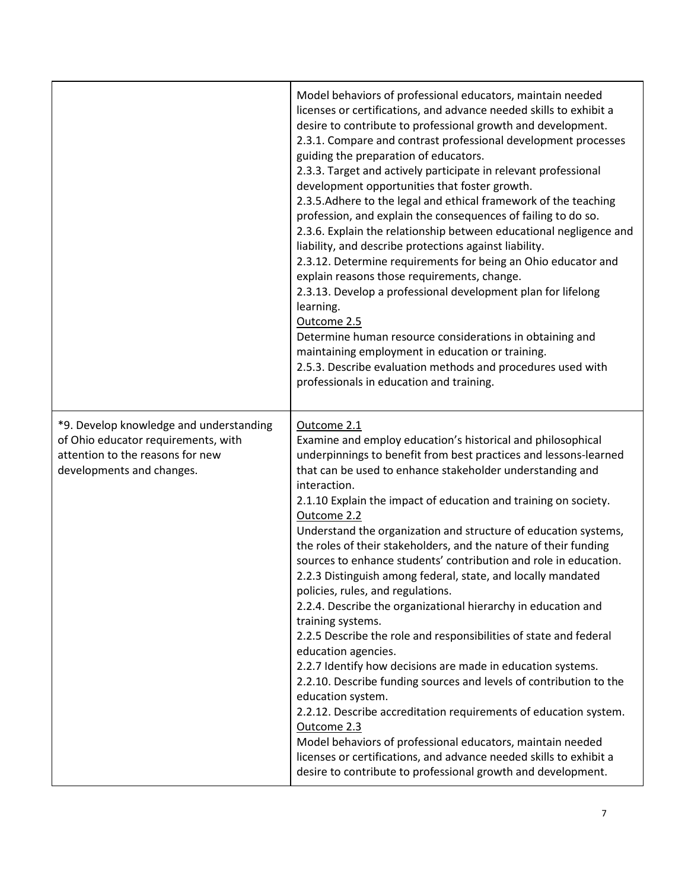| | |
|---|---|
| | Model behaviors of professional educators, maintain needed licenses or certifications, and advance needed skills to exhibit a desire to contribute to professional growth and development.<br>2.3.1. Compare and contrast professional development processes guiding the preparation of educators.<br>2.3.3. Target and actively participate in relevant professional development opportunities that foster growth.<br>2.3.5.Adhere to the legal and ethical framework of the teaching profession, and explain the consequences of failing to do so.<br>2.3.6. Explain the relationship between educational negligence and liability, and describe protections against liability.<br>2.3.12. Determine requirements for being an Ohio educator and explain reasons those requirements, change.<br>2.3.13. Develop a professional development plan for lifelong learning.<br><u>Outcome 2.5</u><br>Determine human resource considerations in obtaining and maintaining employment in education or training.<br>2.5.3. Describe evaluation methods and procedures used with professionals in education and training. |
| *9. Develop knowledge and understanding of Ohio educator requirements, with attention to the reasons for new developments and changes. | <u>Outcome 2.1</u><br>Examine and employ education's historical and philosophical underpinnings to benefit from best practices and lessons-learned that can be used to enhance stakeholder understanding and interaction.<br>2.1.10 Explain the impact of education and training on society.<br><u>Outcome 2.2</u><br>Understand the organization and structure of education systems, the roles of their stakeholders, and the nature of their funding sources to enhance students' contribution and role in education.<br>2.2.3 Distinguish among federal, state, and locally mandated policies, rules, and regulations.<br>2.2.4. Describe the organizational hierarchy in education and training systems.<br>2.2.5 Describe the role and responsibilities of state and federal education agencies.<br>2.2.7 Identify how decisions are made in education systems.<br>2.2.10. Describe funding sources and levels of contribution to the education system.<br>2.2.12. Describe accreditation requirements of education system.<br><u>Outcome 2.3</u><br>Model behaviors of professional educators, maintain needed licenses or certifications, and advance needed skills to exhibit a desire to contribute to professional growth and development. |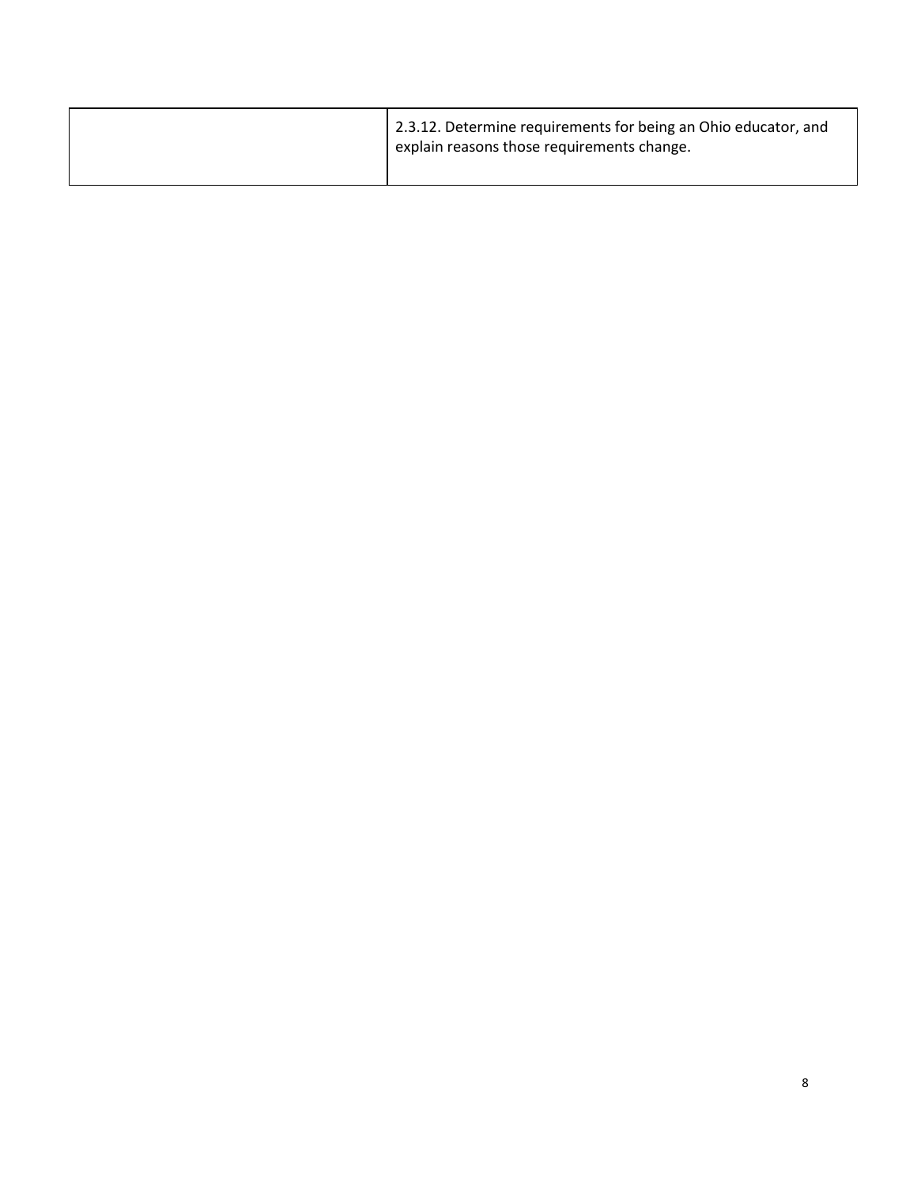| | |
|---|---|
| | 2.3.12. Determine requirements for being an Ohio educator, and explain reasons those requirements change. |